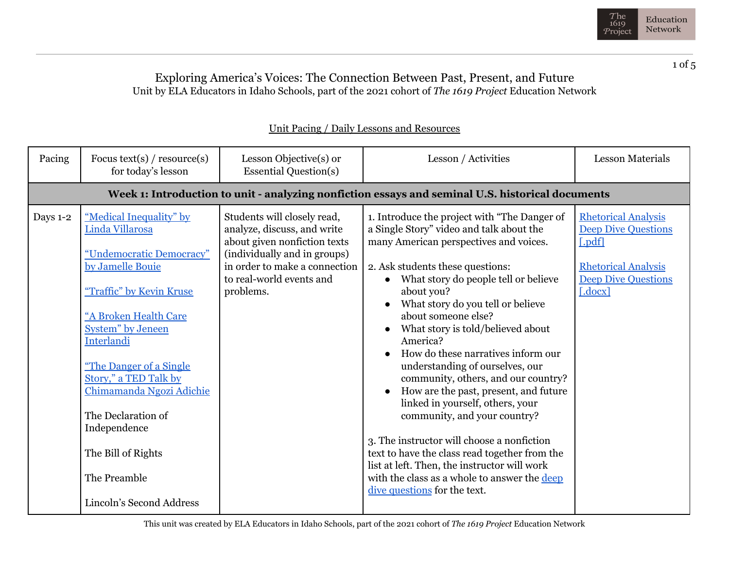# Exploring America's Voices: The Connection Between Past, Present, and Future

Unit by ELA Educators in Idaho Schools, part of the 2021 cohort of *The 1619 Project* Education Network

## Unit Pacing / Daily Lessons and Resources

| Pacing | Focus text(s) / resource(s) for today's lesson | Lesson Objective(s) or Essential Question(s) | Lesson / Activities | Lesson Materials |
|---|---|---|---|---|
| **Week 1: Introduction to unit - analyzing nonfiction essays and seminal U.S. historical documents** | | | | |
| Days 1-2 | "Medical Inequality" by Linda Villarosa<br><br>"Undemocratic Democracy" by Jamelle Bouie<br><br>"Traffic" by Kevin Kruse<br><br>"A Broken Health Care System" by Jeneen Interlandi<br><br>"The Danger of a Single Story," a TED Talk by Chimamanda Ngozi Adichie<br><br>The Declaration of Independence<br><br>The Bill of Rights<br><br>The Preamble<br><br>Lincoln's Second Address | Students will closely read, analyze, discuss, and write about given nonfiction texts (individually and in groups) in order to make a connection to real-world events and problems. | 1. Introduce the project with "The Danger of a Single Story" video and talk about the many American perspectives and voices.<br><br>2. Ask students these questions:<br>• What story do people tell or believe about you?<br>• What story do you tell or believe about someone else?<br>• What story is told/believed about America?<br>• How do these narratives inform our understanding of ourselves, our community, others, and our country?<br>• How are the past, present, and future linked in yourself, others, your community, and your country?<br><br>3. The instructor will choose a nonfiction text to have the class read together from the list at left. Then, the instructor will work with the class as a whole to answer the deep dive questions for the text. | Rhetorical Analysis Deep Dive Questions [.pdf]<br><br>Rhetorical Analysis Deep Dive Questions [.docx] |

This unit was created by ELA Educators in Idaho Schools, part of the 2021 cohort of *The 1619 Project* Education Network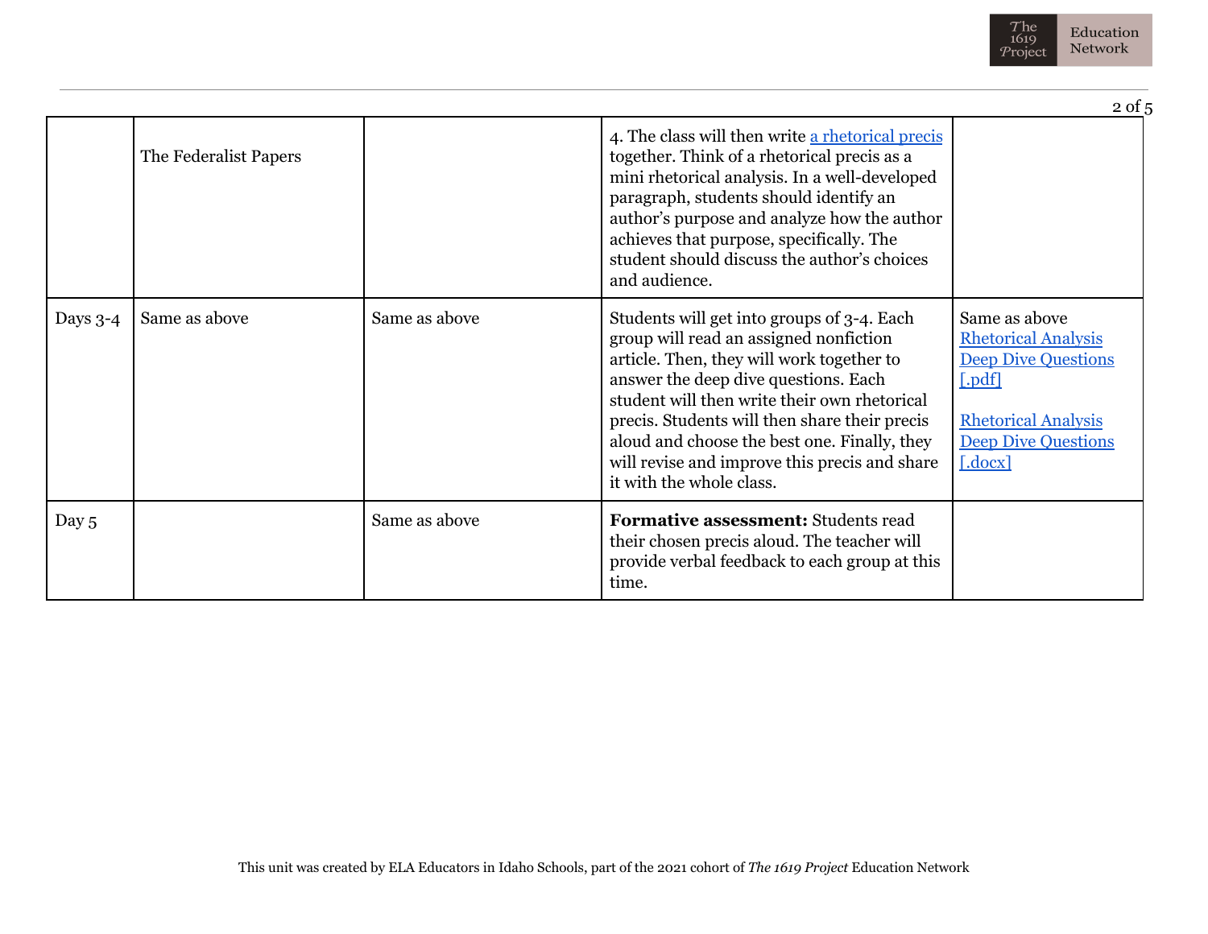| | | | | |
|---|---|---|---|---|
| | The Federalist Papers | | 4. The class will then write a rhetorical precis together. Think of a rhetorical precis as a mini rhetorical analysis. In a well-developed paragraph, students should identify an author's purpose and analyze how the author achieves that purpose, specifically. The student should discuss the author's choices and audience. | |
| Days 3-4 | Same as above | Same as above | Students will get into groups of 3-4. Each group will read an assigned nonfiction article. Then, they will work together to answer the deep dive questions. Each student will then write their own rhetorical precis. Students will then share their precis aloud and choose the best one. Finally, they will revise and improve this precis and share it with the whole class. | Same as above<br>Rhetorical Analysis Deep Dive Questions [.pdf]<br><br>Rhetorical Analysis Deep Dive Questions [.docx] |
| Day 5 | | Same as above | **Formative assessment:** Students read their chosen precis aloud. The teacher will provide verbal feedback to each group at this time. | |

This unit was created by ELA Educators in Idaho Schools, part of the 2021 cohort of *The 1619 Project* Education Network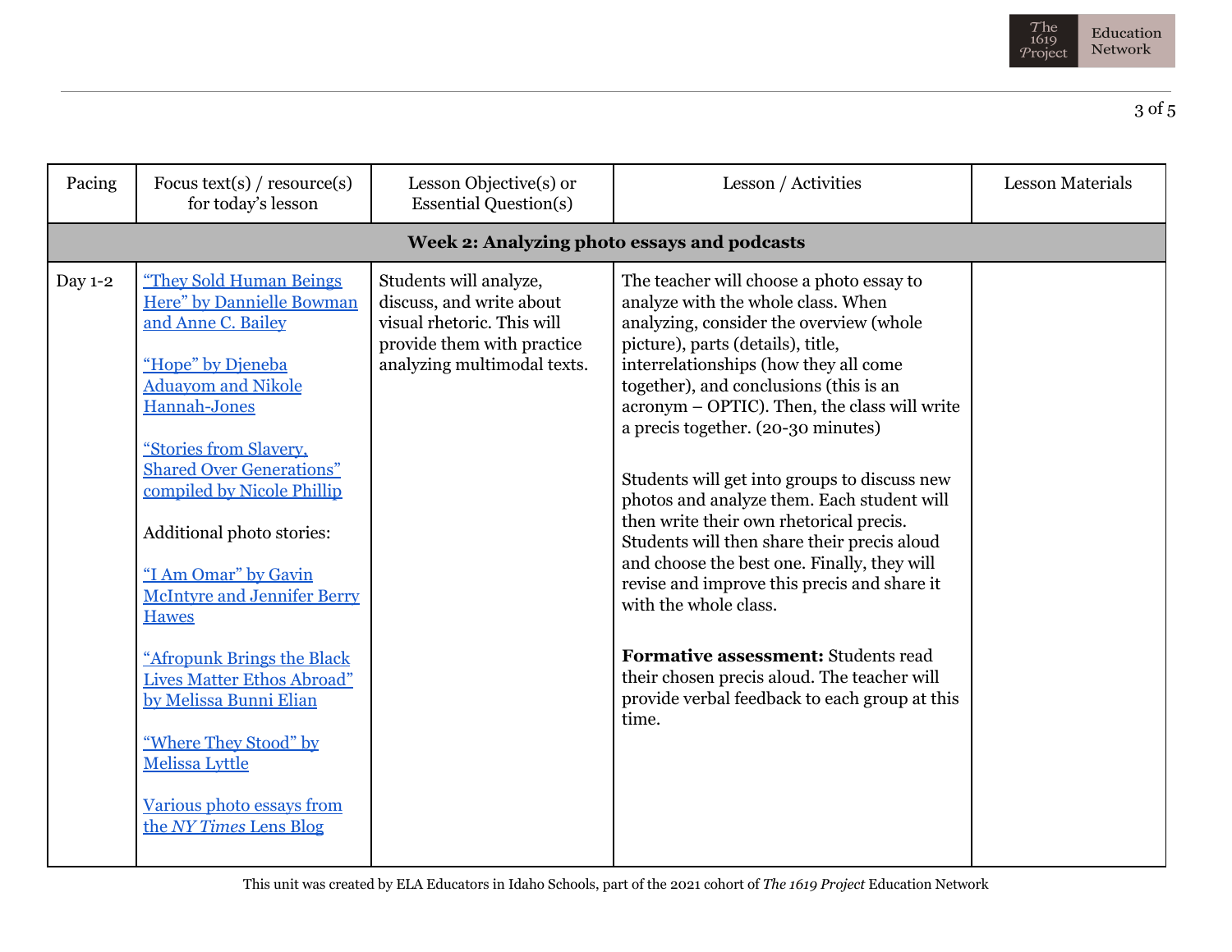| Pacing | Focus text(s) / resource(s) for today's lesson | Lesson Objective(s) or Essential Question(s) | Lesson / Activities | Lesson Materials |
|---|---|---|---|---|
| **Week 2: Analyzing photo essays and podcasts** | | | | |
| Day 1-2 | "They Sold Human Beings Here" by Dannielle Bowman and Anne C. Bailey<br><br>"Hope" by Djeneba Aduayom and Nikole Hannah-Jones<br><br>"Stories from Slavery, Shared Over Generations" compiled by Nicole Phillip<br><br>Additional photo stories:<br><br>"I Am Omar" by Gavin McIntyre and Jennifer Berry Hawes<br><br>"Afropunk Brings the Black Lives Matter Ethos Abroad" by Melissa Bunni Elian<br><br>"Where They Stood" by Melissa Lyttle<br><br>Various photo essays from the *NY Times* Lens Blog | Students will analyze, discuss, and write about visual rhetoric. This will provide them with practice analyzing multimodal texts. | The teacher will choose a photo essay to analyze with the whole class. When analyzing, consider the overview (whole picture), parts (details), title, interrelationships (how they all come together), and conclusions (this is an acronym – OPTIC). Then, the class will write a precis together. (20-30 minutes)<br><br>Students will get into groups to discuss new photos and analyze them. Each student will then write their own rhetorical precis. Students will then share their precis aloud and choose the best one. Finally, they will revise and improve this precis and share it with the whole class.<br><br>**Formative assessment:** Students read their chosen precis aloud. The teacher will provide verbal feedback to each group at this time. | |

This unit was created by ELA Educators in Idaho Schools, part of the 2021 cohort of *The 1619 Project* Education Network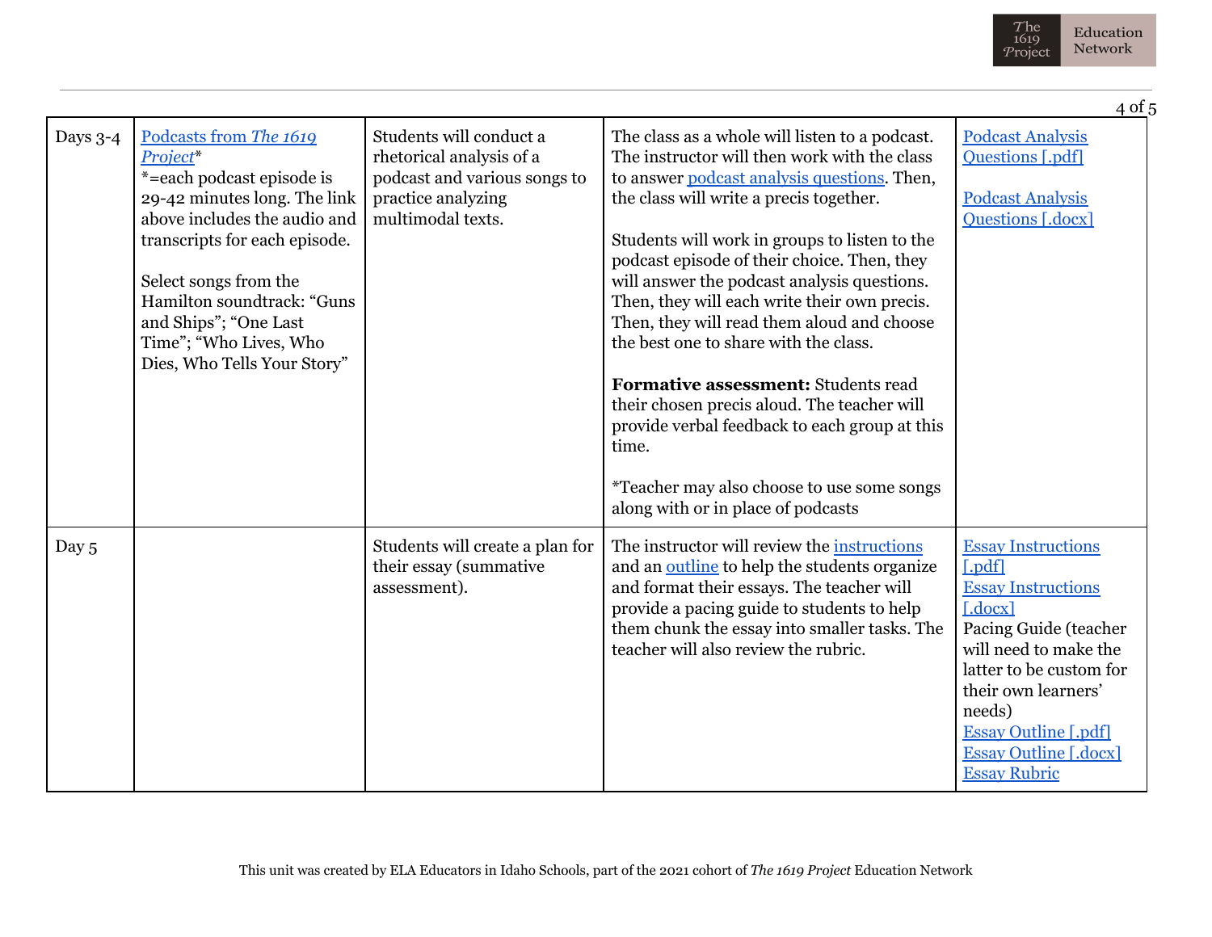| Days 3-4 | Podcasts from *The 1619 Project**<br>*=each podcast episode is 29-42 minutes long. The link above includes the audio and transcripts for each episode.<br><br>Select songs from the Hamilton soundtrack: "Guns and Ships"; "One Last Time"; "Who Lives, Who Dies, Who Tells Your Story" | Students will conduct a rhetorical analysis of a podcast and various songs to practice analyzing multimodal texts. | The class as a whole will listen to a podcast. The instructor will then work with the class to answer podcast analysis questions. Then, the class will write a precis together.<br><br>Students will work in groups to listen to the podcast episode of their choice. Then, they will answer the podcast analysis questions. Then, they will each write their own precis. Then, they will read them aloud and choose the best one to share with the class.<br><br>**Formative assessment:** Students read their chosen precis aloud. The teacher will provide verbal feedback to each group at this time.<br><br>*Teacher may also choose to use some songs along with or in place of podcasts | Podcast Analysis Questions [.pdf]<br><br>Podcast Analysis Questions [.docx] |
|---|---|---|---|---|
| Day 5 | | Students will create a plan for their essay (summative assessment). | The instructor will review the instructions and an outline to help the students organize and format their essays. The teacher will provide a pacing guide to students to help them chunk the essay into smaller tasks. The teacher will also review the rubric. | Essay Instructions [.pdf]<br>Essay Instructions [.docx]<br>Pacing Guide (teacher will need to make the latter to be custom for their own learners' needs)<br>Essay Outline [.pdf]<br>Essay Outline [.docx]<br>Essay Rubric |

This unit was created by ELA Educators in Idaho Schools, part of the 2021 cohort of *The 1619 Project* Education Network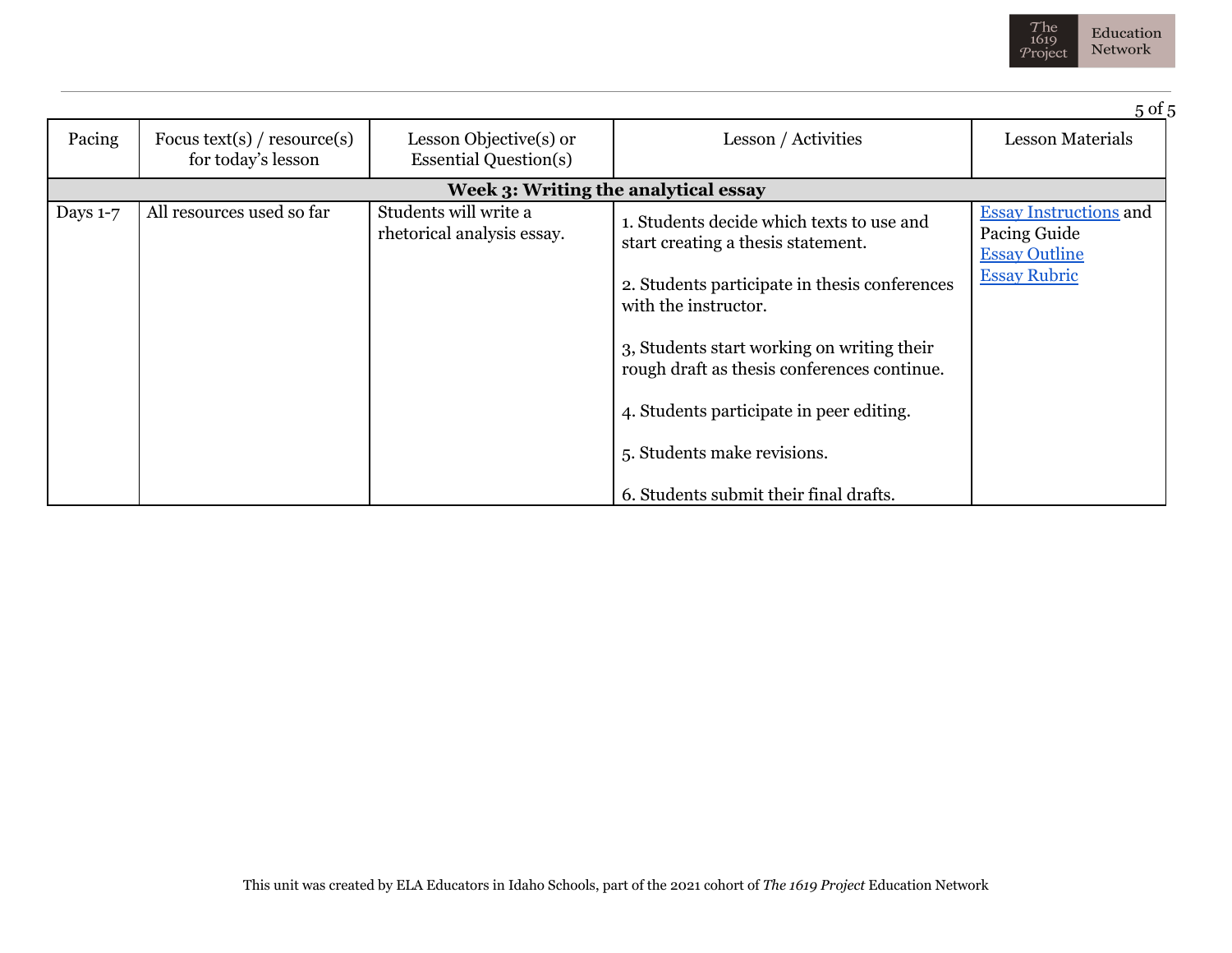| Pacing | Focus text(s) / resource(s) for today's lesson | Lesson Objective(s) or Essential Question(s) | Lesson / Activities | Lesson Materials |
|---|---|---|---|---|
| **Week 3: Writing the analytical essay** | | | | |
| Days 1-7 | All resources used so far | Students will write a rhetorical analysis essay. | 1. Students decide which texts to use and start creating a thesis statement.<br><br>2. Students participate in thesis conferences with the instructor.<br><br>3, Students start working on writing their rough draft as thesis conferences continue.<br><br>4. Students participate in peer editing.<br><br>5. Students make revisions.<br><br>6. Students submit their final drafts. | Essay Instructions and Pacing Guide<br>Essay Outline<br>Essay Rubric |

This unit was created by ELA Educators in Idaho Schools, part of the 2021 cohort of *The 1619 Project* Education Network